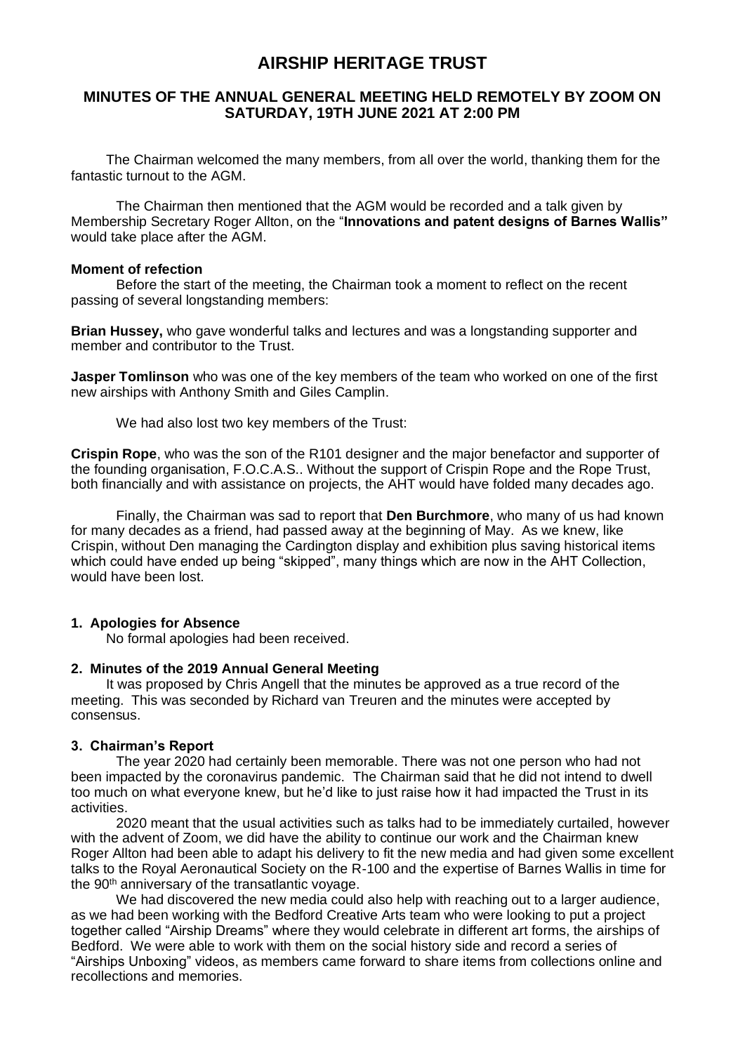# AIRSHIP HERITAGE TRUST

## MINUTES OF THE ANNUAL GENERAL MEETING HELD REMOTELY BY ZOOM ON SATURDAY, 19TH JUNE 2021 AT 2:00 PM

The Chairman welcomed the many members, from all over the world, thanking them for the fantastic turnout to the AGM.

The Chairman then mentioned that the AGM would be recorded and a talk given by Membership Secretary Roger Allton, on the "**Innovations and patent designs of Barnes Wallis"** would take place after the AGM.

**Moment of refection**

Before the start of the meeting, the Chairman took a moment to reflect on the recent passing of several longstanding members:

**Brian Hussey,** who gave wonderful talks and lectures and was a longstanding supporter and member and contributor to the Trust.

**Jasper Tomlinson** who was one of the key members of the team who worked on one of the first new airships with Anthony Smith and Giles Camplin.

We had also lost two key members of the Trust:

**Crispin Rope**, who was the son of the R101 designer and the major benefactor and supporter of the founding organisation, F.O.C.A.S.. Without the support of Crispin Rope and the Rope Trust, both financially and with assistance on projects, the AHT would have folded many decades ago.

Finally, the Chairman was sad to report that **Den Burchmore**, who many of us had known for many decades as a friend, had passed away at the beginning of May. As we knew, like Crispin, without Den managing the Cardington display and exhibition plus saving historical items which could have ended up being "skipped", many things which are now in the AHT Collection, would have been lost.

**1. Apologies for Absence**

No formal apologies had been received.

**2. Minutes of the 2019 Annual General Meeting**

It was proposed by Chris Angell that the minutes be approved as a true record of the meeting. This was seconded by Richard van Treuren and the minutes were accepted by consensus.

**3. Chairman's Report**

The year 2020 had certainly been memorable. There was not one person who had not been impacted by the coronavirus pandemic. The Chairman said that he did not intend to dwell too much on what everyone knew, but he'd like to just raise how it had impacted the Trust in its activities.

2020 meant that the usual activities such as talks had to be immediately curtailed, however with the advent of Zoom, we did have the ability to continue our work and the Chairman knew Roger Allton had been able to adapt his delivery to fit the new media and had given some excellent talks to the Royal Aeronautical Society on the R-100 and the expertise of Barnes Wallis in time for the 90th anniversary of the transatlantic voyage.

We had discovered the new media could also help with reaching out to a larger audience, as we had been working with the Bedford Creative Arts team who were looking to put a project together called "Airship Dreams" where they would celebrate in different art forms, the airships of Bedford. We were able to work with them on the social history side and record a series of "Airships Unboxing" videos, as members came forward to share items from collections online and recollections and memories.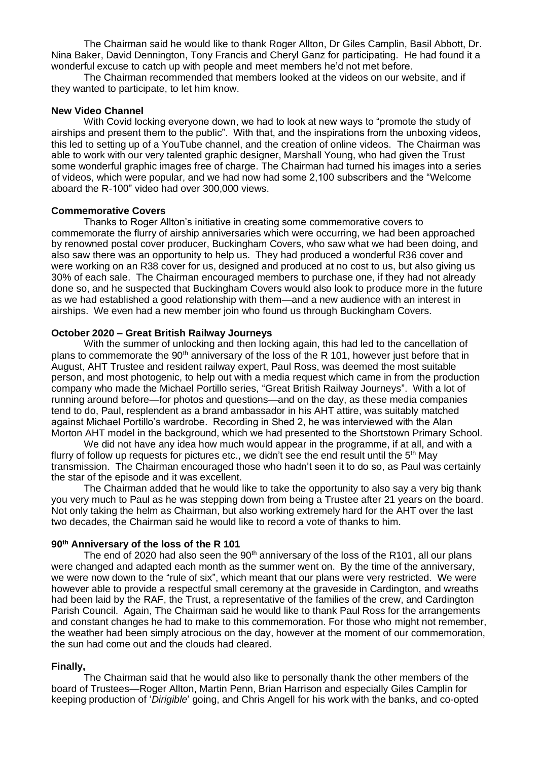The Chairman said he would like to thank Roger Allton, Dr Giles Camplin, Basil Abbott, Dr. Nina Baker, David Dennington, Tony Francis and Cheryl Ganz for participating. He had found it a wonderful excuse to catch up with people and meet members he'd not met before.

The Chairman recommended that members looked at the videos on our website, and if they wanted to participate, to let him know.

**New Video Channel**

With Covid locking everyone down, we had to look at new ways to "promote the study of airships and present them to the public". With that, and the inspirations from the unboxing videos, this led to setting up of a YouTube channel, and the creation of online videos. The Chairman was able to work with our very talented graphic designer, Marshall Young, who had given the Trust some wonderful graphic images free of charge. The Chairman had turned his images into a series of videos, which were popular, and we had now had some 2,100 subscribers and the "Welcome aboard the R-100" video had over 300,000 views.

**Commemorative Covers**

Thanks to Roger Allton's initiative in creating some commemorative covers to commemorate the flurry of airship anniversaries which were occurring, we had been approached by renowned postal cover producer, Buckingham Covers, who saw what we had been doing, and also saw there was an opportunity to help us. They had produced a wonderful R36 cover and were working on an R38 cover for us, designed and produced at no cost to us, but also giving us 30% of each sale. The Chairman encouraged members to purchase one, if they had not already done so, and he suspected that Buckingham Covers would also look to produce more in the future as we had established a good relationship with them—and a new audience with an interest in airships. We even had a new member join who found us through Buckingham Covers.

**October 2020 – Great British Railway Journeys**

With the summer of unlocking and then locking again, this had led to the cancellation of plans to commemorate the 90th anniversary of the loss of the R 101, however just before that in August, AHT Trustee and resident railway expert, Paul Ross, was deemed the most suitable person, and most photogenic, to help out with a media request which came in from the production company who made the Michael Portillo series, "Great British Railway Journeys". With a lot of running around before—for photos and questions—and on the day, as these media companies tend to do, Paul, resplendent as a brand ambassador in his AHT attire, was suitably matched against Michael Portillo's wardrobe. Recording in Shed 2, he was interviewed with the Alan Morton AHT model in the background, which we had presented to the Shortstown Primary School.

We did not have any idea how much would appear in the programme, if at all, and with a flurry of follow up requests for pictures etc., we didn't see the end result until the 5th May transmission. The Chairman encouraged those who hadn't seen it to do so, as Paul was certainly the star of the episode and it was excellent.

The Chairman added that he would like to take the opportunity to also say a very big thank you very much to Paul as he was stepping down from being a Trustee after 21 years on the board. Not only taking the helm as Chairman, but also working extremely hard for the AHT over the last two decades, the Chairman said he would like to record a vote of thanks to him.

**90th Anniversary of the loss of the R 101**

The end of 2020 had also seen the 90th anniversary of the loss of the R101, all our plans were changed and adapted each month as the summer went on. By the time of the anniversary, we were now down to the "rule of six", which meant that our plans were very restricted. We were however able to provide a respectful small ceremony at the graveside in Cardington, and wreaths had been laid by the RAF, the Trust, a representative of the families of the crew, and Cardington Parish Council. Again, The Chairman said he would like to thank Paul Ross for the arrangements and constant changes he had to make to this commemoration. For those who might not remember, the weather had been simply atrocious on the day, however at the moment of our commemoration, the sun had come out and the clouds had cleared.

**Finally,**

The Chairman said that he would also like to personally thank the other members of the board of Trustees—Roger Allton, Martin Penn, Brian Harrison and especially Giles Camplin for keeping production of '*Dirigible*' going, and Chris Angell for his work with the banks, and co-opted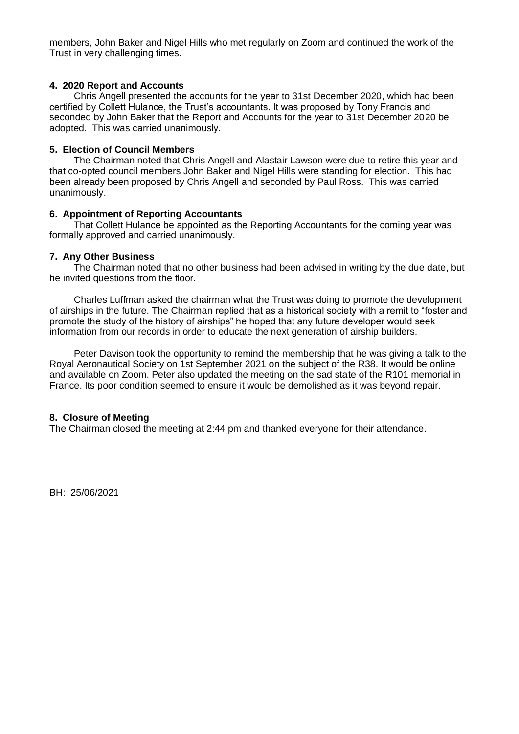members, John Baker and Nigel Hills who met regularly on Zoom and continued the work of the Trust in very challenging times.

**4. 2020 Report and Accounts**

Chris Angell presented the accounts for the year to 31st December 2020, which had been certified by Collett Hulance, the Trust's accountants. It was proposed by Tony Francis and seconded by John Baker that the Report and Accounts for the year to 31st December 2020 be adopted. This was carried unanimously.

**5. Election of Council Members**

The Chairman noted that Chris Angell and Alastair Lawson were due to retire this year and that co-opted council members John Baker and Nigel Hills were standing for election. This had been already been proposed by Chris Angell and seconded by Paul Ross. This was carried unanimously.

**6. Appointment of Reporting Accountants**

That Collett Hulance be appointed as the Reporting Accountants for the coming year was formally approved and carried unanimously.

**7. Any Other Business**

The Chairman noted that no other business had been advised in writing by the due date, but he invited questions from the floor.

Charles Luffman asked the chairman what the Trust was doing to promote the development of airships in the future. The Chairman replied that as a historical society with a remit to "foster and promote the study of the history of airships" he hoped that any future developer would seek information from our records in order to educate the next generation of airship builders.

Peter Davison took the opportunity to remind the membership that he was giving a talk to the Royal Aeronautical Society on 1st September 2021 on the subject of the R38. It would be online and available on Zoom. Peter also updated the meeting on the sad state of the R101 memorial in France. Its poor condition seemed to ensure it would be demolished as it was beyond repair.

**8. Closure of Meeting**

The Chairman closed the meeting at 2:44 pm and thanked everyone for their attendance.

BH: 25/06/2021